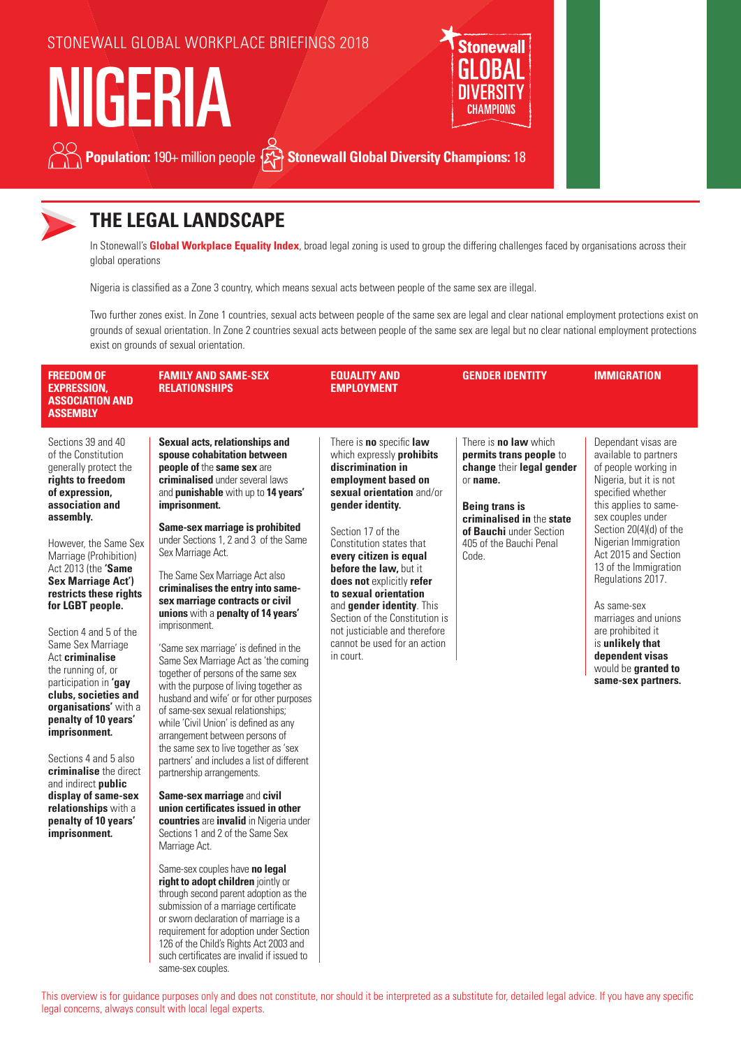STONEWALL GLOBAL WORKPLACE BRIEFINGS 2018

# NIGERIA

Stonewall GLOBAL DIVERSITY CHAMPIONS

**Population:** 190+ million people **Stonewall Global Diversity Champions:** 18

## THE LEGAL LANDSCAPE

In Stonewall's **Global Workplace Equality Index**, broad legal zoning is used to group the differing challenges faced by organisations across their global operations

Nigeria is classified as a Zone 3 country, which means sexual acts between people of the same sex are illegal.

Two further zones exist. In Zone 1 countries, sexual acts between people of the same sex are legal and clear national employment protections exist on grounds of sexual orientation. In Zone 2 countries sexual acts between people of the same sex are legal but no clear national employment protections exist on grounds of sexual orientation.

### FREEDOM OF EXPRESSION, ASSOCIATION AND ASSEMBLY

Sections 39 and 40 of the Constitution generally protect the **rights to freedom of expression, association and assembly.**

However, the Same Sex Marriage (Prohibition) Act 2013 (the **'Same Sex Marriage Act') restricts these rights for LGBT people.**

Section 4 and 5 of the Same Sex Marriage Act **criminalise** the running of, or participation in **'gay clubs, societies and organisations'** with a **penalty of 10 years' imprisonment.**

Sections 4 and 5 also **criminalise** the direct and indirect **public display of same-sex relationships** with a **penalty of 10 years' imprisonment.**

### FAMILY AND SAME-SEX RELATIONSHIPS

**Sexual acts, relationships and spouse cohabitation between people** of the **same sex** are **criminalised** under several laws and **punishable** with up to **14 years' imprisonment.**

**Same-sex marriage is prohibited** under Sections 1, 2 and 3 of the Same Sex Marriage Act.

The Same Sex Marriage Act also **criminalises the entry into same-sex marriage contracts or civil unions** with a **penalty of 14 years'** imprisonment.

'Same sex marriage' is defined in the Same Sex Marriage Act as 'the coming together of persons of the same sex with the purpose of living together as husband and wife' or for other purposes of same-sex sexual relationships; while 'Civil Union' is defined as any arrangement between persons of the same sex to live together as 'sex partners' and includes a list of different partnership arrangements.

**Same-sex marriage** and **civil union certificates issued in other countries** are **invalid** in Nigeria under Sections 1 and 2 of the Same Sex Marriage Act.

Same-sex couples have **no legal right to adopt children** jointly or through second parent adoption as the submission of a marriage certificate or sworn declaration of marriage is a requirement for adoption under Section 126 of the Child's Rights Act 2003 and such certificates are invalid if issued to same-sex couples.

### EQUALITY AND EMPLOYMENT

There is **no** specific **law** which expressly **prohibits discrimination in employment based on sexual orientation** and/or **gender identity.**

Section 17 of the Constitution states that **every citizen is equal before the law,** but it **does not** explicitly **refer to sexual orientation** and **gender identity**. This Section of the Constitution is not justiciable and therefore cannot be used for an action in court.

### GENDER IDENTITY

There is **no law** which **permits trans people** to **change** their **legal gender** or **name.**

**Being trans is criminalised** in the **state of Bauchi** under Section 405 of the Bauchi Penal Code.

### IMMIGRATION

Dependant visas are available to partners of people working in Nigeria, but it is not specified whether this applies to same-sex couples under Section 20(4)(d) of the Nigerian Immigration Act 2015 and Section 13 of the Immigration Regulations 2017.

As same-sex marriages and unions are prohibited it is **unlikely that dependent visas** would be **granted to same-sex partners.**

This overview is for guidance purposes only and does not constitute, nor should it be interpreted as a substitute for, detailed legal advice. If you have any specific legal concerns, always consult with local legal experts.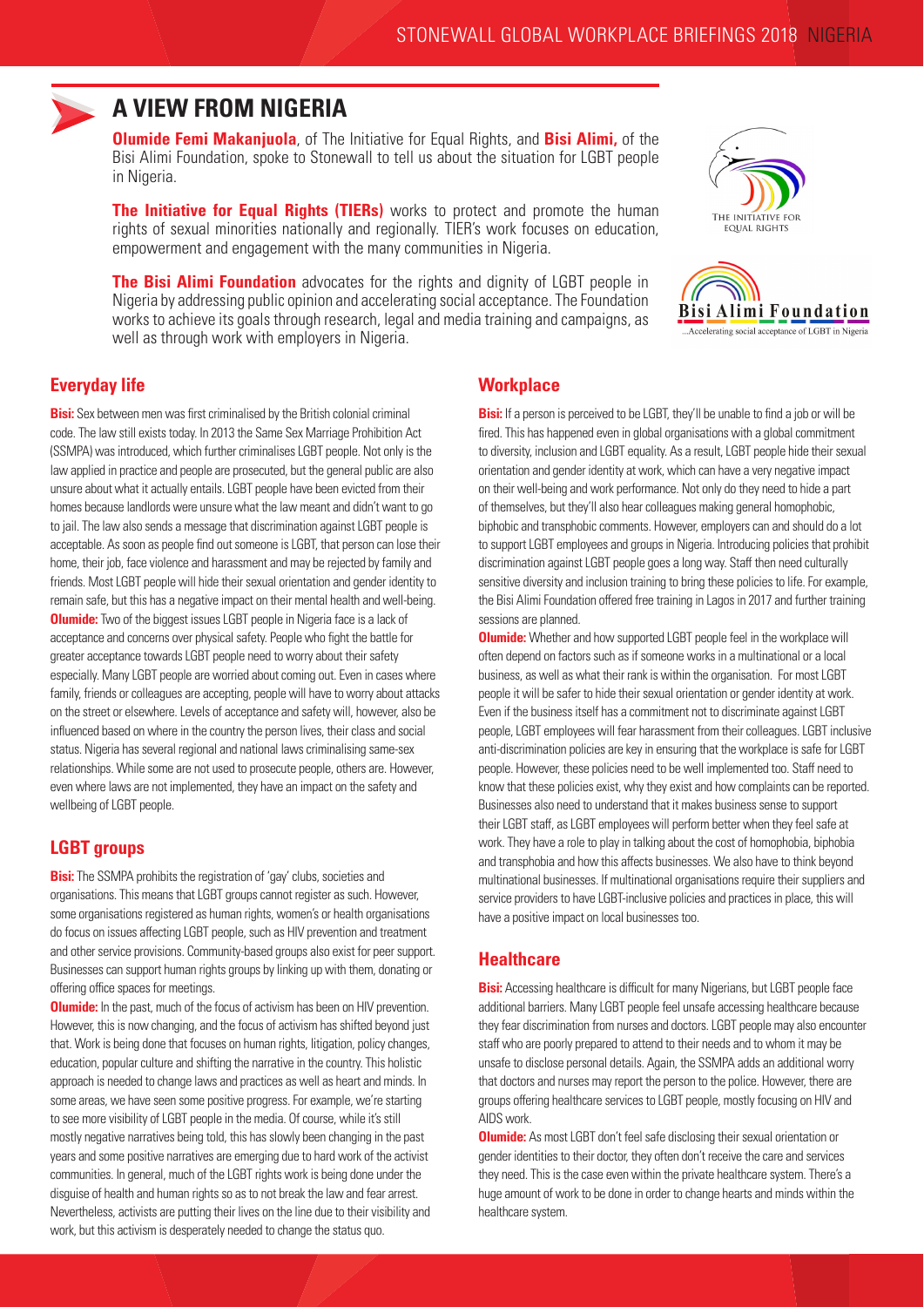# A VIEW FROM NIGERIA

**Olumide Femi Makanjuola**, of The Initiative for Equal Rights, and **Bisi Alimi,** of the Bisi Alimi Foundation, spoke to Stonewall to tell us about the situation for LGBT people in Nigeria.

**The Initiative for Equal Rights (TIERs)** works to protect and promote the human rights of sexual minorities nationally and regionally. TIER's work focuses on education, empowerment and engagement with the many communities in Nigeria.

**The Bisi Alimi Foundation** advocates for the rights and dignity of LGBT people in Nigeria by addressing public opinion and accelerating social acceptance. The Foundation works to achieve its goals through research, legal and media training and campaigns, as well as through work with employers in Nigeria.

## Everyday life

**Bisi:** Sex between men was first criminalised by the British colonial criminal code. The law still exists today. In 2013 the Same Sex Marriage Prohibition Act (SSMPA) was introduced, which further criminalises LGBT people. Not only is the law applied in practice and people are prosecuted, but the general public are also unsure about what it actually entails. LGBT people have been evicted from their homes because landlords were unsure what the law meant and didn't want to go to jail. The law also sends a message that discrimination against LGBT people is acceptable. As soon as people find out someone is LGBT, that person can lose their home, their job, face violence and harassment and may be rejected by family and friends. Most LGBT people will hide their sexual orientation and gender identity to remain safe, but this has a negative impact on their mental health and well-being.

**Olumide:** Two of the biggest issues LGBT people in Nigeria face is a lack of acceptance and concerns over physical safety. People who fight the battle for greater acceptance towards LGBT people need to worry about their safety especially. Many LGBT people are worried about coming out. Even in cases where family, friends or colleagues are accepting, people will have to worry about attacks on the street or elsewhere. Levels of acceptance and safety will, however, also be influenced based on where in the country the person lives, their class and social status. Nigeria has several regional and national laws criminalising same-sex relationships. While some are not used to prosecute people, others are. However, even where laws are not implemented, they have an impact on the safety and wellbeing of LGBT people.

## LGBT groups

**Bisi:** The SSMPA prohibits the registration of 'gay' clubs, societies and organisations. This means that LGBT groups cannot register as such. However, some organisations registered as human rights, women's or health organisations do focus on issues affecting LGBT people, such as HIV prevention and treatment and other service provisions. Community-based groups also exist for peer support. Businesses can support human rights groups by linking up with them, donating or offering office spaces for meetings.

**Olumide:** In the past, much of the focus of activism has been on HIV prevention. However, this is now changing, and the focus of activism has shifted beyond just that. Work is being done that focuses on human rights, litigation, policy changes, education, popular culture and shifting the narrative in the country. This holistic approach is needed to change laws and practices as well as heart and minds. In some areas, we have seen some positive progress. For example, we're starting to see more visibility of LGBT people in the media. Of course, while it's still mostly negative narratives being told, this has slowly been changing in the past years and some positive narratives are emerging due to hard work of the activist communities. In general, much of the LGBT rights work is being done under the disguise of health and human rights so as to not break the law and fear arrest. Nevertheless, activists are putting their lives on the line due to their visibility and work, but this activism is desperately needed to change the status quo.

## Workplace

**Bisi:** If a person is perceived to be LGBT, they'll be unable to find a job or will be fired. This has happened even in global organisations with a global commitment to diversity, inclusion and LGBT equality. As a result, LGBT people hide their sexual orientation and gender identity at work, which can have a very negative impact on their well-being and work performance. Not only do they need to hide a part of themselves, but they'll also hear colleagues making general homophobic, biphobic and transphobic comments. However, employers can and should do a lot to support LGBT employees and groups in Nigeria. Introducing policies that prohibit discrimination against LGBT people goes a long way. Staff then need culturally sensitive diversity and inclusion training to bring these policies to life. For example, the Bisi Alimi Foundation offered free training in Lagos in 2017 and further training sessions are planned.

**Olumide:** Whether and how supported LGBT people feel in the workplace will often depend on factors such as if someone works in a multinational or a local business, as well as what their rank is within the organisation. For most LGBT people it will be safer to hide their sexual orientation or gender identity at work. Even if the business itself has a commitment not to discriminate against LGBT people, LGBT employees will fear harassment from their colleagues. LGBT inclusive anti-discrimination policies are key in ensuring that the workplace is safe for LGBT people. However, these policies need to be well implemented too. Staff need to know that these policies exist, why they exist and how complaints can be reported. Businesses also need to understand that it makes business sense to support their LGBT staff, as LGBT employees will perform better when they feel safe at work. They have a role to play in talking about the cost of homophobia, biphobia and transphobia and how this affects businesses. We also have to think beyond multinational businesses. If multinational organisations require their suppliers and service providers to have LGBT-inclusive policies and practices in place, this will have a positive impact on local businesses too.

## Healthcare

**Bisi:** Accessing healthcare is difficult for many Nigerians, but LGBT people face additional barriers. Many LGBT people feel unsafe accessing healthcare because they fear discrimination from nurses and doctors. LGBT people may also encounter staff who are poorly prepared to attend to their needs and to whom it may be unsafe to disclose personal details. Again, the SSMPA adds an additional worry that doctors and nurses may report the person to the police. However, there are groups offering healthcare services to LGBT people, mostly focusing on HIV and AIDS work.

**Olumide:** As most LGBT don't feel safe disclosing their sexual orientation or gender identities to their doctor, they often don't receive the care and services they need. This is the case even within the private healthcare system. There's a huge amount of work to be done in order to change hearts and minds within the healthcare system.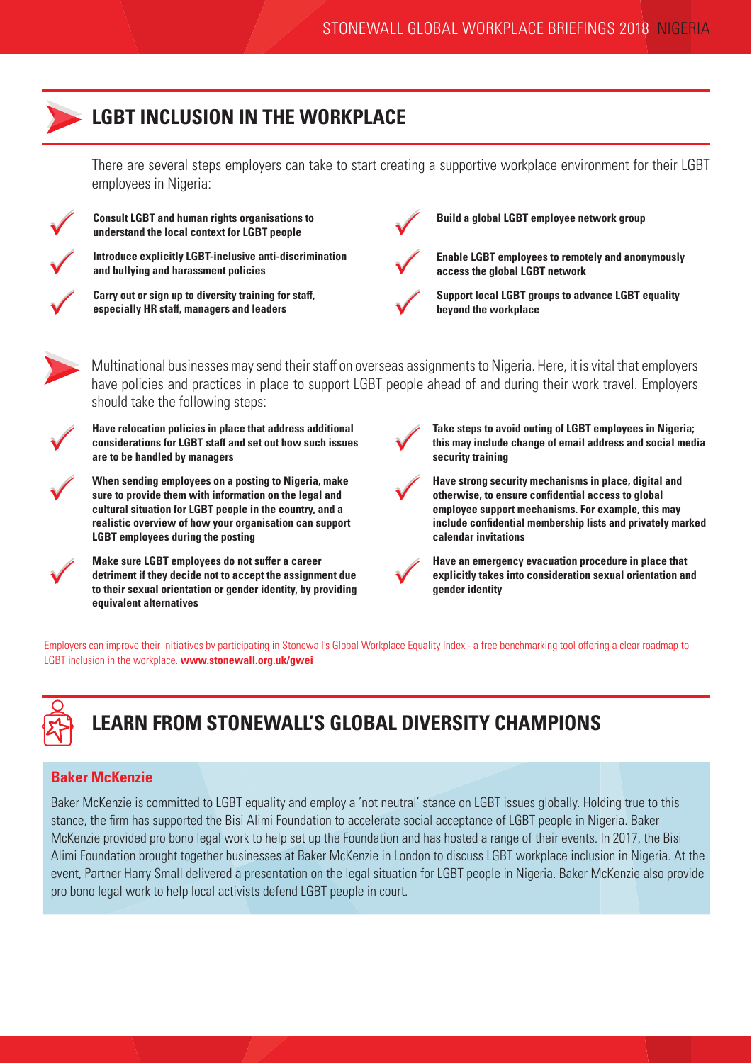## LGBT INCLUSION IN THE WORKPLACE

There are several steps employers can take to start creating a supportive workplace environment for their LGBT employees in Nigeria:

- **Consult LGBT and human rights organisations to understand the local context for LGBT people**
- **Introduce explicitly LGBT-inclusive anti-discrimination and bullying and harassment policies**
- **Carry out or sign up to diversity training for staff, especially HR staff, managers and leaders**
- **Build a global LGBT employee network group**
- **Enable LGBT employees to remotely and anonymously access the global LGBT network**
- **Support local LGBT groups to advance LGBT equality beyond the workplace**

Multinational businesses may send their staff on overseas assignments to Nigeria. Here, it is vital that employers have policies and practices in place to support LGBT people ahead of and during their work travel. Employers should take the following steps:

- **Have relocation policies in place that address additional considerations for LGBT staff and set out how such issues are to be handled by managers**
- **When sending employees on a posting to Nigeria, make sure to provide them with information on the legal and cultural situation for LGBT people in the country, and a realistic overview of how your organisation can support LGBT employees during the posting**
- **Make sure LGBT employees do not suffer a career detriment if they decide not to accept the assignment due to their sexual orientation or gender identity, by providing equivalent alternatives**
- **Take steps to avoid outing of LGBT employees in Nigeria; this may include change of email address and social media security training**
- **Have strong security mechanisms in place, digital and otherwise, to ensure confidential access to global employee support mechanisms. For example, this may include confidential membership lists and privately marked calendar invitations**
- **Have an emergency evacuation procedure in place that explicitly takes into consideration sexual orientation and gender identity**

Employers can improve their initiatives by participating in Stonewall's Global Workplace Equality Index - a free benchmarking tool offering a clear roadmap to LGBT inclusion in the workplace. **www.stonewall.org.uk/gwei**

## LEARN FROM STONEWALL'S GLOBAL DIVERSITY CHAMPIONS

### Baker McKenzie

Baker McKenzie is committed to LGBT equality and employ a 'not neutral' stance on LGBT issues globally. Holding true to this stance, the firm has supported the Bisi Alimi Foundation to accelerate social acceptance of LGBT people in Nigeria. Baker McKenzie provided pro bono legal work to help set up the Foundation and has hosted a range of their events. In 2017, the Bisi Alimi Foundation brought together businesses at Baker McKenzie in London to discuss LGBT workplace inclusion in Nigeria. At the event, Partner Harry Small delivered a presentation on the legal situation for LGBT people in Nigeria. Baker McKenzie also provide pro bono legal work to help local activists defend LGBT people in court.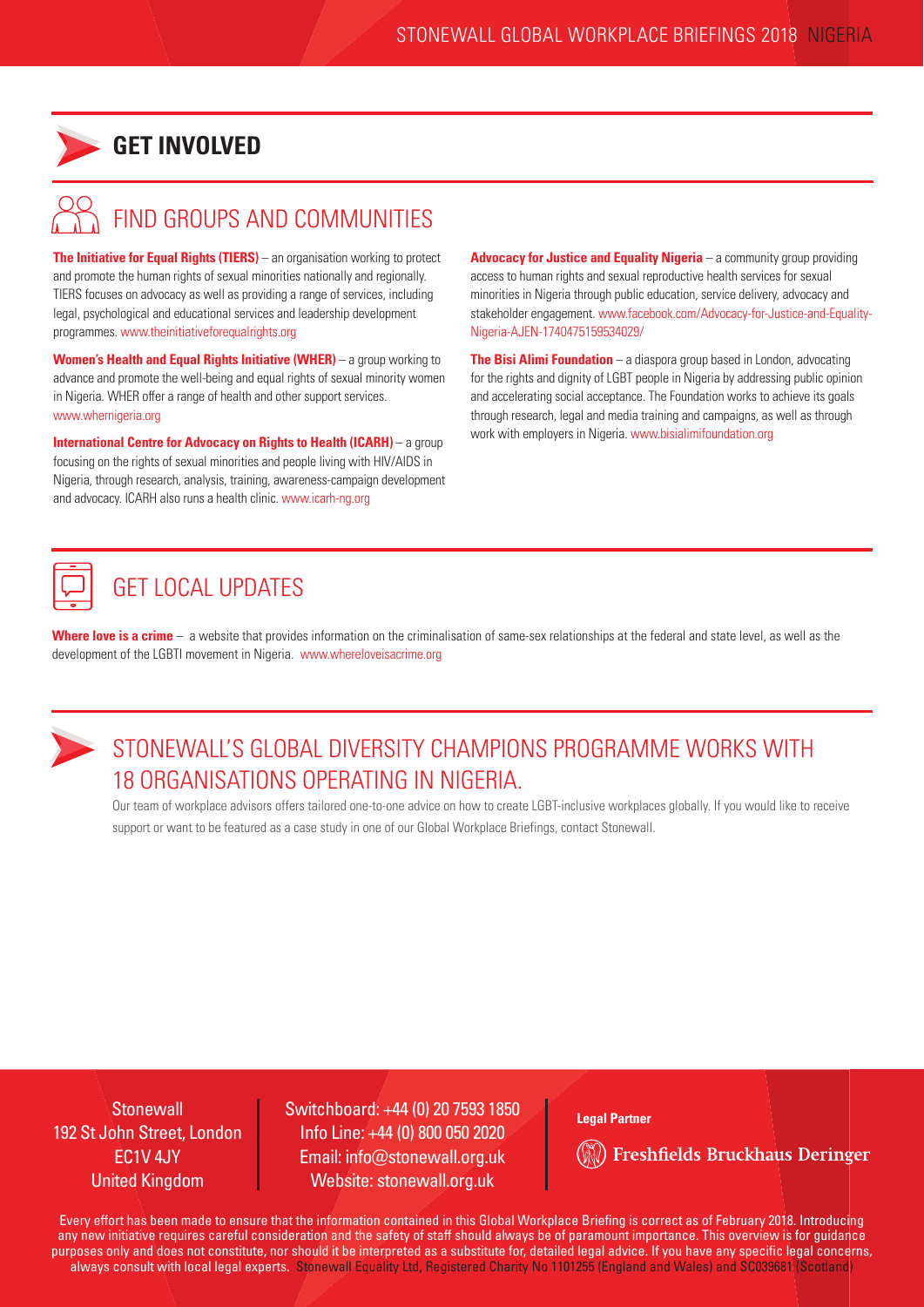## GET INVOLVED

## FIND GROUPS AND COMMUNITIES

**The Initiative for Equal Rights (TIERS)** – an organisation working to protect and promote the human rights of sexual minorities nationally and regionally. TIERS focuses on advocacy as well as providing a range of services, including legal, psychological and educational services and leadership development programmes. www.theinitiativeforequalrights.org

**Women's Health and Equal Rights Initiative (WHER)** – a group working to advance and promote the well-being and equal rights of sexual minority women in Nigeria. WHER offer a range of health and other support services. www.whernigeria.org

**International Centre for Advocacy on Rights to Health (ICARH)** – a group focusing on the rights of sexual minorities and people living with HIV/AIDS in Nigeria, through research, analysis, training, awareness-campaign development and advocacy. ICARH also runs a health clinic. www.icarh-ng.org

**Advocacy for Justice and Equality Nigeria** – a community group providing access to human rights and sexual reproductive health services for sexual minorities in Nigeria through public education, service delivery, advocacy and stakeholder engagement. www.facebook.com/Advocacy-for-Justice-and-Equality-Nigeria-AJEN-1740475159534029/

**The Bisi Alimi Foundation** – a diaspora group based in London, advocating for the rights and dignity of LGBT people in Nigeria by addressing public opinion and accelerating social acceptance. The Foundation works to achieve its goals through research, legal and media training and campaigns, as well as through work with employers in Nigeria. www.bisialimifoundation.org

## GET LOCAL UPDATES

**Where love is a crime** – a website that provides information on the criminalisation of same-sex relationships at the federal and state level, as well as the development of the LGBTI movement in Nigeria. www.whereloveisacrime.org

## STONEWALL'S GLOBAL DIVERSITY CHAMPIONS PROGRAMME WORKS WITH 18 ORGANISATIONS OPERATING IN NIGERIA.

Our team of workplace advisors offers tailored one-to-one advice on how to create LGBT-inclusive workplaces globally. If you would like to receive support or want to be featured as a case study in one of our Global Workplace Briefings, contact Stonewall.

Stonewall
192 St John Street, London
EC1V 4JY
United Kingdom

Switchboard: +44 (0) 20 7593 1850
Info Line: +44 (0) 800 050 2020
Email: info@stonewall.org.uk
Website: stonewall.org.uk

**Legal Partner**

Freshfields Bruckhaus Deringer

Every effort has been made to ensure that the information contained in this Global Workplace Briefing is correct as of February 2018. Introducing any new initiative requires careful consideration and the safety of staff should always be of paramount importance. This overview is for guidance purposes only and does not constitute, nor should it be interpreted as a substitute for, detailed legal advice. If you have any specific legal concerns, always consult with local legal experts. Stonewall Equality Ltd, Registered Charity No 1101255 (England and Wales) and SC039681 (Scotland)